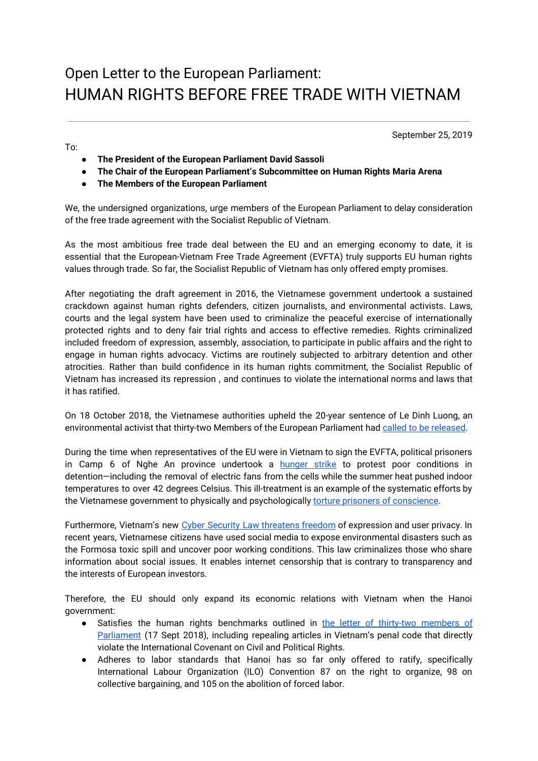# Open Letter to the European Parliament: HUMAN RIGHTS BEFORE FREE TRADE WITH VIETNAM

September 25, 2019

To:

- **The President of the European Parliament David Sassoli**
- **The Chair of the European Parliament's Subcommittee on Human Rights Maria Arena**
- **The Members of the European Parliament**

We, the undersigned organizations, urge members of the European Parliament to delay consideration of the free trade agreement with the Socialist Republic of Vietnam.

As the most ambitious free trade deal between the EU and an emerging economy to date, it is essential that the European-Vietnam Free Trade Agreement (EVFTA) truly supports EU human rights values through trade. So far, the Socialist Republic of Vietnam has only offered empty promises.

After negotiating the draft agreement in 2016, the Vietnamese government undertook a sustained crackdown against human rights defenders, citizen journalists, and environmental activists. Laws, courts and the legal system have been used to criminalize the peaceful exercise of internationally protected rights and to deny fair trial rights and access to effective remedies. Rights criminalized included freedom of expression, assembly, association, to participate in public affairs and the right to engage in human rights advocacy. Victims are routinely subjected to arbitrary detention and other atrocities. Rather than build confidence in its human rights commitment, the Socialist Republic of Vietnam has increased its repression , and continues to violate the international norms and laws that it has ratified.

On 18 October 2018, the Vietnamese authorities upheld the 20-year sentence of Le Dinh Luong, an environmental activist that thirty-two Members of the European Parliament had called to be released.

During the time when representatives of the EU were in Vietnam to sign the EVFTA, political prisoners in Camp 6 of Nghe An province undertook a hunger strike to protest poor conditions in detention—including the removal of electric fans from the cells while the summer heat pushed indoor temperatures to over 42 degrees Celsius. This ill-treatment is an example of the systematic efforts by the Vietnamese government to physically and psychologically torture prisoners of conscience.

Furthermore, Vietnam's new Cyber Security Law threatens freedom of expression and user privacy. In recent years, Vietnamese citizens have used social media to expose environmental disasters such as the Formosa toxic spill and uncover poor working conditions. This law criminalizes those who share information about social issues. It enables internet censorship that is contrary to transparency and the interests of European investors.

Therefore, the EU should only expand its economic relations with Vietnam when the Hanoi government:

- Satisfies the human rights benchmarks outlined in the letter of thirty-two members of Parliament (17 Sept 2018), including repealing articles in Vietnam's penal code that directly violate the International Covenant on Civil and Political Rights.
- Adheres to labor standards that Hanoi has so far only offered to ratify, specifically International Labour Organization (ILO) Convention 87 on the right to organize, 98 on collective bargaining, and 105 on the abolition of forced labor.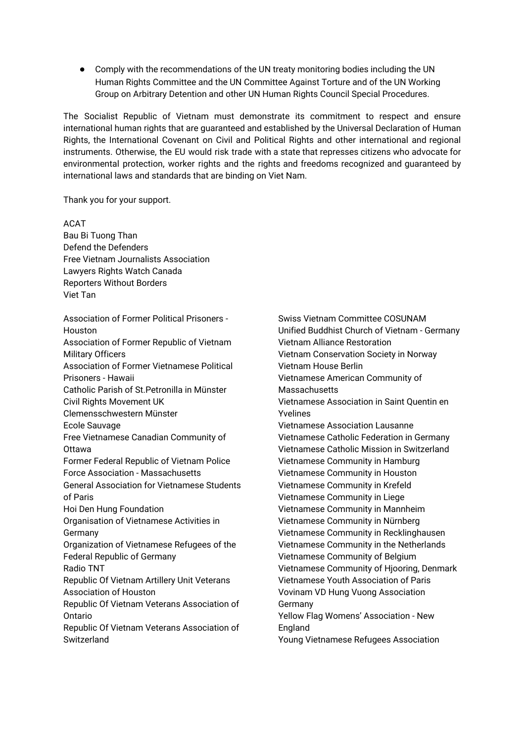- Comply with the recommendations of the UN treaty monitoring bodies including the UN Human Rights Committee and the UN Committee Against Torture and of the UN Working Group on Arbitrary Detention and other UN Human Rights Council Special Procedures.

The Socialist Republic of Vietnam must demonstrate its commitment to respect and ensure international human rights that are guaranteed and established by the Universal Declaration of Human Rights, the International Covenant on Civil and Political Rights and other international and regional instruments. Otherwise, the EU would risk trade with a state that represses citizens who advocate for environmental protection, worker rights and the rights and freedoms recognized and guaranteed by international laws and standards that are binding on Viet Nam.

Thank you for your support.

ACAT
Bau Bi Tuong Than
Defend the Defenders
Free Vietnam Journalists Association
Lawyers Rights Watch Canada
Reporters Without Borders
Viet Tan

Association of Former Political Prisoners - Houston
Association of Former Republic of Vietnam Military Officers
Association of Former Vietnamese Political Prisoners - Hawaii
Catholic Parish of St.Petronilla in Münster
Civil Rights Movement UK
Clemensschwestern Münster
Ecole Sauvage
Free Vietnamese Canadian Community of Ottawa
Former Federal Republic of Vietnam Police Force Association - Massachusetts
General Association for Vietnamese Students of Paris
Hoi Den Hung Foundation
Organisation of Vietnamese Activities in Germany
Organization of Vietnamese Refugees of the Federal Republic of Germany
Radio TNT
Republic Of Vietnam Artillery Unit Veterans Association of Houston
Republic Of Vietnam Veterans Association of Ontario
Republic Of Vietnam Veterans Association of Switzerland
Swiss Vietnam Committee COSUNAM
Unified Buddhist Church of Vietnam - Germany
Vietnam Alliance Restoration
Vietnam Conservation Society in Norway
Vietnam House Berlin
Vietnamese American Community of Massachusetts
Vietnamese Association in Saint Quentin en Yvelines
Vietnamese Association Lausanne
Vietnamese Catholic Federation in Germany
Vietnamese Catholic Mission in Switzerland
Vietnamese Community in Hamburg
Vietnamese Community in Houston
Vietnamese Community in Krefeld
Vietnamese Community in Liege
Vietnamese Community in Mannheim
Vietnamese Community in Nürnberg
Vietnamese Community in Recklinghausen
Vietnamese Community in the Netherlands
Vietnamese Community of Belgium
Vietnamese Community of Hjooring, Denmark
Vietnamese Youth Association of Paris
Vovinam VD Hung Vuong Association Germany
Yellow Flag Womens' Association - New England
Young Vietnamese Refugees Association